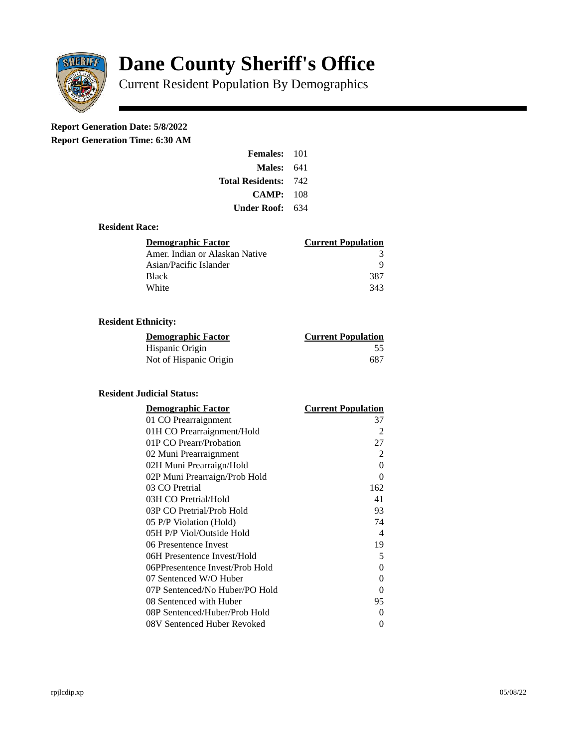# Dane County Sheriff's Office

Current Resident Population By Demographics

**Report Generation Date: 5/8/2022**

**Report Generation Time: 6:30 AM**

| | |
|---|---|
| **Females:** | 101 |
| **Males:** | 641 |
| **Total Residents:** | 742 |
| **CAMP:** | 108 |
| **Under Roof:** | 634 |

### Resident Race:

| Demographic Factor | Current Population |
|---|---|
| Amer. Indian or Alaskan Native | 3 |
| Asian/Pacific Islander | 9 |
| Black | 387 |
| White | 343 |

### Resident Ethnicity:

| Demographic Factor | Current Population |
|---|---|
| Hispanic Origin | 55 |
| Not of Hispanic Origin | 687 |

### Resident Judicial Status:

| Demographic Factor | Current Population |
|---|---|
| 01 CO Prearraignment | 37 |
| 01H CO Prearraignment/Hold | 2 |
| 01P CO Prearr/Probation | 27 |
| 02 Muni Prearraignment | 2 |
| 02H Muni Prearraign/Hold | 0 |
| 02P Muni Prearraign/Prob Hold | 0 |
| 03 CO Pretrial | 162 |
| 03H CO Pretrial/Hold | 41 |
| 03P CO Pretrial/Prob Hold | 93 |
| 05 P/P Violation (Hold) | 74 |
| 05H P/P Viol/Outside Hold | 4 |
| 06 Presentence Invest | 19 |
| 06H Presentence Invest/Hold | 5 |
| 06PPresentence Invest/Prob Hold | 0 |
| 07 Sentenced W/O Huber | 0 |
| 07P Sentenced/No Huber/PO Hold | 0 |
| 08 Sentenced with Huber | 95 |
| 08P Sentenced/Huber/Prob Hold | 0 |
| 08V Sentenced Huber Revoked | 0 |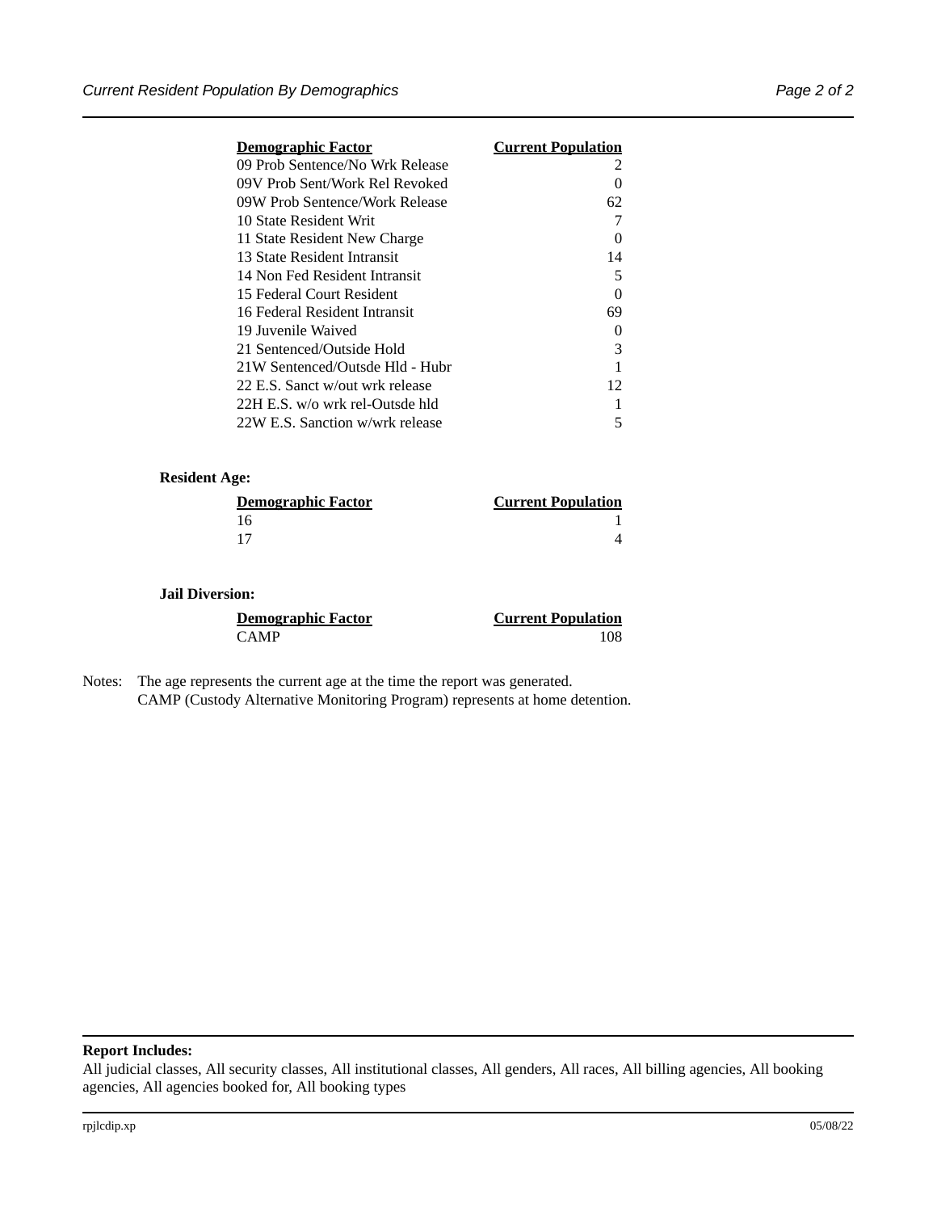| Demographic Factor | Current Population |
| --- | --- |
| 09 Prob Sentence/No Wrk Release | 2 |
| 09V Prob Sent/Work Rel Revoked | 0 |
| 09W Prob Sentence/Work Release | 62 |
| 10 State Resident Writ | 7 |
| 11 State Resident New Charge | 0 |
| 13 State Resident Intransit | 14 |
| 14 Non Fed Resident Intransit | 5 |
| 15 Federal Court Resident | 0 |
| 16 Federal Resident Intransit | 69 |
| 19 Juvenile Waived | 0 |
| 21 Sentenced/Outside Hold | 3 |
| 21W Sentenced/Outsde Hld - Hubr | 1 |
| 22 E.S. Sanct w/out wrk release | 12 |
| 22H E.S. w/o wrk rel-Outsde hld | 1 |
| 22W E.S. Sanction w/wrk release | 5 |

**Resident Age:**

| Demographic Factor | Current Population |
| --- | --- |
| 16 | 1 |
| 17 | 4 |

**Jail Diversion:**

| Demographic Factor | Current Population |
| --- | --- |
| CAMP | 108 |

Notes: The age represents the current age at the time the report was generated.
CAMP (Custody Alternative Monitoring Program) represents at home detention.

**Report Includes:**

All judicial classes, All security classes, All institutional classes, All genders, All races, All billing agencies, All booking agencies, All agencies booked for, All booking types

rpjlcdip.xp 05/08/22